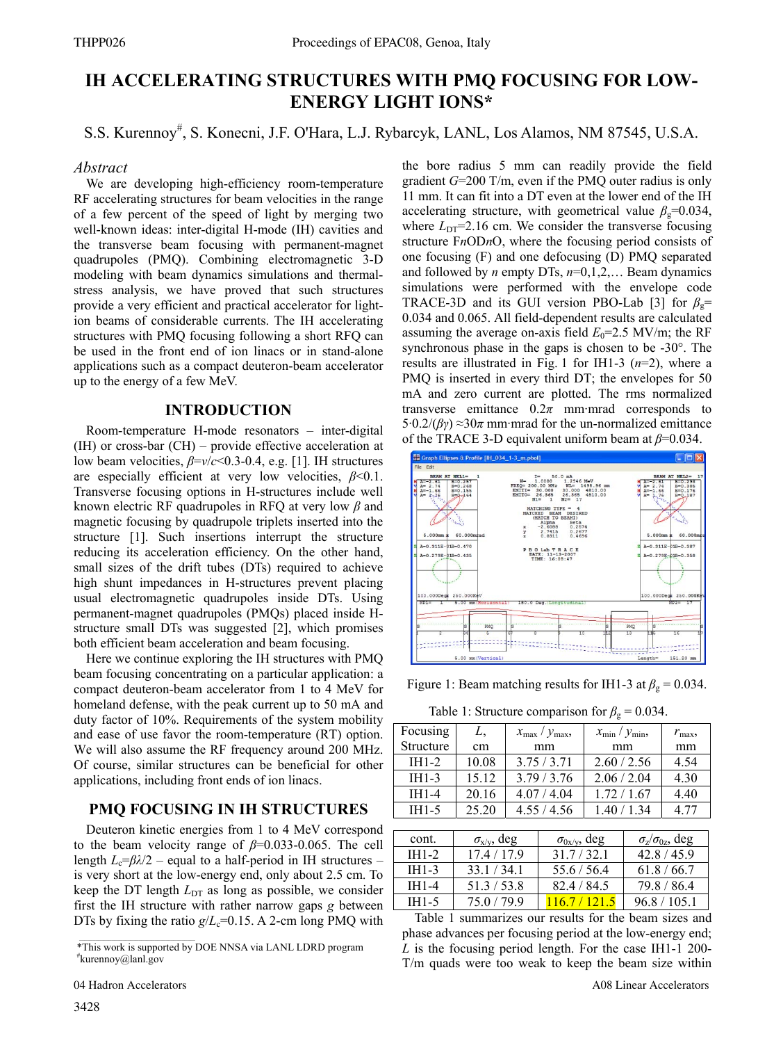# IH ACCELERATING STRUCTURES WITH PMQ FOCUSING FOR LOW-ENERGY LIGHT IONS*

S.S. Kurennoy#, S. Konecni, J.F. O'Hara, L.J. Rybarcyk, LANL, Los Alamos, NM 87545, U.S.A.

## *Abstract*

We are developing high-efficiency room-temperature RF accelerating structures for beam velocities in the range of a few percent of the speed of light by merging two well-known ideas: inter-digital H-mode (IH) cavities and the transverse beam focusing with permanent-magnet quadrupoles (PMQ). Combining electromagnetic 3-D modeling with beam dynamics simulations and thermal-stress analysis, we have proved that such structures provide a very efficient and practical accelerator for light-ion beams of considerable currents. The IH accelerating structures with PMQ focusing following a short RFQ can be used in the front end of ion linacs or in stand-alone applications such as a compact deuteron-beam accelerator up to the energy of a few MeV.

## INTRODUCTION

Room-temperature H-mode resonators – inter-digital (IH) or cross-bar (CH) – provide effective acceleration at low beam velocities, $\beta=v/c<0.3$-$0.4$, e.g. [1]. IH structures are especially efficient at very low velocities, $\beta<0.1$. Transverse focusing options in H-structures include well known electric RF quadrupoles in RFQ at very low $\beta$ and magnetic focusing by quadrupole triplets inserted into the structure [1]. Such insertions interrupt the structure reducing its acceleration efficiency. On the other hand, small sizes of the drift tubes (DTs) required to achieve high shunt impedances in H-structures prevent placing usual electromagnetic quadrupoles inside DTs. Using permanent-magnet quadrupoles (PMQs) placed inside H-structure small DTs was suggested [2], which promises both efficient beam acceleration and beam focusing.

Here we continue exploring the IH structures with PMQ beam focusing concentrating on a particular application: a compact deuteron-beam accelerator from 1 to 4 MeV for homeland defense, with the peak current up to 50 mA and duty factor of 10%. Requirements of the system mobility and ease of use favor the room-temperature (RT) option. We will also assume the RF frequency around 200 MHz. Of course, similar structures can be beneficial for other applications, including front ends of ion linacs.

## PMQ FOCUSING IN IH STRUCTURES

Deuteron kinetic energies from 1 to 4 MeV correspond to the beam velocity range of $\beta$=0.033-0.065. The cell length $L_c=\beta\lambda/2$ – equal to a half-period in IH structures – is very short at the low-energy end, only about 2.5 cm. To keep the DT length $L_{DT}$ as long as possible, we consider first the IH structure with rather narrow gaps $g$ between DTs by fixing the ratio $g/L_c$=0.15. A 2-cm long PMQ with the bore radius 5 mm can readily provide the field gradient $G$=200 T/m, even if the PMQ outer radius is only 11 mm. It can fit into a DT even at the lower end of the IH accelerating structure, with geometrical value $\beta_g$=0.034, where $L_{DT}$=2.16 cm. We consider the transverse focusing structure F$n$OD$n$O, where the focusing period consists of one focusing (F) and one defocusing (D) PMQ separated and followed by $n$ empty DTs, $n$=0,1,2,… Beam dynamics simulations were performed with the envelope code TRACE-3D and its GUI version PBO-Lab [3] for $\beta_g$= 0.034 and 0.065. All field-dependent results are calculated assuming the average on-axis field $E_0$=2.5 MV/m; the RF synchronous phase in the gaps is chosen to be -30°. The results are illustrated in Fig. 1 for IH1-3 ($n$=2), where a PMQ is inserted in every third DT; the envelopes for 50 mA and zero current are plotted. The rms normalized transverse emittance 0.2$\pi$ mm·mrad corresponds to $5\cdot0.2/(\beta\gamma)\approx30\pi$ mm·mrad for the un-normalized emittance of the TRACE 3-D equivalent uniform beam at $\beta$=0.034.

Figure 1: Beam matching results for IH1-3 at $\beta_g$ = 0.034.

Table 1: Structure comparison for $\beta_g$ = 0.034.

| Focusing Structure | $L$, cm | $x_{max}$ / $y_{max}$, mm | $x_{min}$ / $y_{min}$, mm | $r_{max}$, mm |
|---|---|---|---|---|
| IH1-2 | 10.08 | 3.75 / 3.71 | 2.60 / 2.56 | 4.54 |
| IH1-3 | 15.12 | 3.79 / 3.76 | 2.06 / 2.04 | 4.30 |
| IH1-4 | 20.16 | 4.07 / 4.04 | 1.72 / 1.67 | 4.40 |
| IH1-5 | 25.20 | 4.55 / 4.56 | 1.40 / 1.34 | 4.77 |

| cont. | $\sigma_{x/y}$, deg | $\sigma_{0x/y}$, deg | $\sigma_z/\sigma_{0z}$, deg |
|---|---|---|---|
| IH1-2 | 17.4 / 17.9 | 31.7 / 32.1 | 42.8 / 45.9 |
| IH1-3 | 33.1 / 34.1 | 55.6 / 56.4 | 61.8 / 66.7 |
| IH1-4 | 51.3 / 53.8 | 82.4 / 84.5 | 79.8 / 86.4 |
| IH1-5 | 75.0 / 79.9 | 116.7 / 121.5 | 96.8 / 105.1 |

Table 1 summarizes our results for the beam sizes and phase advances per focusing period at the low-energy end; $L$ is the focusing period length. For the case IH1-1 200-T/m quads were too weak to keep the beam size within

*This work is supported by DOE NNSA via LANL LDRD program
#kurennoy@lanl.gov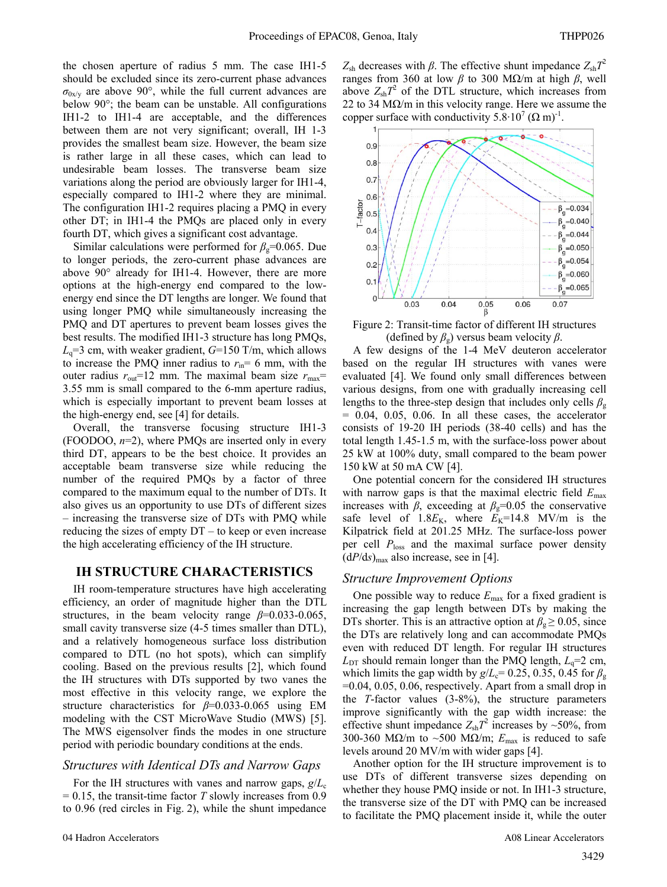the chosen aperture of radius 5 mm. The case IH1-5 should be excluded since its zero-current phase advances $\sigma_{0x/y}$ are above 90°, while the full current advances are below 90°; the beam can be unstable. All configurations IH1-2 to IH1-4 are acceptable, and the differences between them are not very significant; overall, IH 1-3 provides the smallest beam size. However, the beam size is rather large in all these cases, which can lead to undesirable beam losses. The transverse beam size variations along the period are obviously larger for IH1-4, especially compared to IH1-2 where they are minimal. The configuration IH1-2 requires placing a PMQ in every other DT; in IH1-4 the PMQs are placed only in every fourth DT, which gives a significant cost advantage.

Similar calculations were performed for $\beta_g$=0.065. Due to longer periods, the zero-current phase advances are above 90° already for IH1-4. However, there are more options at the high-energy end compared to the low-energy end since the DT lengths are longer. We found that using longer PMQ while simultaneously increasing the PMQ and DT apertures to prevent beam losses gives the best results. The modified IH1-3 structure has long PMQs, $L_q$=3 cm, with weaker gradient, $G$=150 T/m, which allows to increase the PMQ inner radius to $r_{in}$= 6 mm, with the outer radius $r_{out}$=12 mm. The maximal beam size $r_{max}$= 3.55 mm is small compared to the 6-mm aperture radius, which is especially important to prevent beam losses at the high-energy end, see [4] for details.

Overall, the transverse focusing structure IH1-3 (FOODOO, $n$=2), where PMQs are inserted only in every third DT, appears to be the best choice. It provides an acceptable beam transverse size while reducing the number of the required PMQs by a factor of three compared to the maximum equal to the number of DTs. It also gives us an opportunity to use DTs of different sizes – increasing the transverse size of DTs with PMQ while reducing the sizes of empty DT – to keep or even increase the high accelerating efficiency of the IH structure.

## IH STRUCTURE CHARACTERISTICS

IH room-temperature structures have high accelerating efficiency, an order of magnitude higher than the DTL structures, in the beam velocity range $\beta$=0.033-0.065, small cavity transverse size (4-5 times smaller than DTL), and a relatively homogeneous surface loss distribution compared to DTL (no hot spots), which can simplify cooling. Based on the previous results [2], which found the IH structures with DTs supported by two vanes the most effective in this velocity range, we explore the structure characteristics for $\beta$=0.033-0.065 using EM modeling with the CST MicroWave Studio (MWS) [5]. The MWS eigensolver finds the modes in one structure period with periodic boundary conditions at the ends.

### *Structures with Identical DTs and Narrow Gaps*

For the IH structures with vanes and narrow gaps, $g/L_c$ = 0.15, the transit-time factor $T$ slowly increases from 0.9 to 0.96 (red circles in Fig. 2), while the shunt impedance $Z_{sh}$ decreases with $\beta$. The effective shunt impedance $Z_{sh}T^2$ ranges from 360 at low $\beta$ to 300 MΩ/m at high $\beta$, well above $Z_{sh}T^2$ of the DTL structure, which increases from 22 to 34 MΩ/m in this velocity range. Here we assume the copper surface with conductivity $5.8{\cdot}10^7$ (Ω m)$^{-1}$.

Figure 2: Transit-time factor of different IH structures (defined by $\beta_g$) versus beam velocity $\beta$.

A few designs of the 1-4 MeV deuteron accelerator based on the regular IH structures with vanes were evaluated [4]. We found only small differences between various designs, from one with gradually increasing cell lengths to the three-step design that includes only cells $\beta_g$ = 0.04, 0.05, 0.06. In all these cases, the accelerator consists of 19-20 IH periods (38-40 cells) and has the total length 1.45-1.5 m, with the surface-loss power about 25 kW at 100% duty, small compared to the beam power 150 kW at 50 mA CW [4].

One potential concern for the considered IH structures with narrow gaps is that the maximal electric field $E_{max}$ increases with $\beta$, exceeding at $\beta_g$=0.05 the conservative safe level of 1.8$E_K$, where $E_K$=14.8 MV/m is the Kilpatrick field at 201.25 MHz. The surface-loss power per cell $P_{loss}$ and the maximal surface power density $(dP/ds)_{max}$ also increase, see in [4].

### *Structure Improvement Options*

One possible way to reduce $E_{max}$ for a fixed gradient is increasing the gap length between DTs by making the DTs shorter. This is an attractive option at $\beta_g \geq 0.05$, since the DTs are relatively long and can accommodate PMQs even with reduced DT length. For regular IH structures $L_{DT}$ should remain longer than the PMQ length, $L_q$=2 cm, which limits the gap width by $g/L_c$= 0.25, 0.35, 0.45 for $\beta_g$ =0.04, 0.05, 0.06, respectively. Apart from a small drop in the $T$-factor values (3-8%), the structure parameters improve significantly with the gap width increase: the effective shunt impedance $Z_{sh}T^2$ increases by ~50%, from 300-360 MΩ/m to ~500 MΩ/m; $E_{max}$ is reduced to safe levels around 20 MV/m with wider gaps [4].

Another option for the IH structure improvement is to use DTs of different transverse sizes depending on whether they house PMQ inside or not. In IH1-3 structure, the transverse size of the DT with PMQ can be increased to facilitate the PMQ placement inside it, while the outer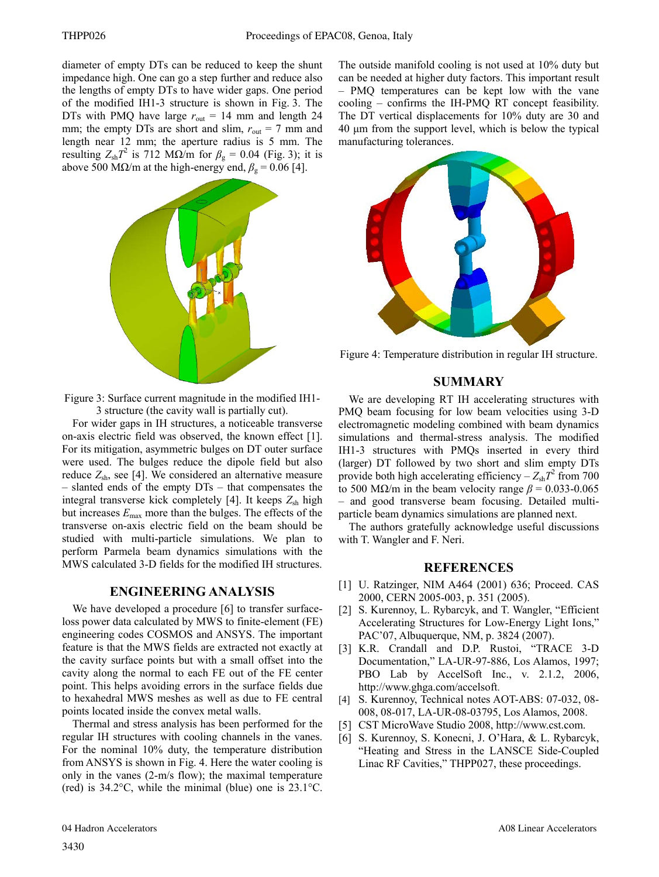diameter of empty DTs can be reduced to keep the shunt impedance high. One can go a step further and reduce also the lengths of empty DTs to have wider gaps. One period of the modified IH1-3 structure is shown in Fig. 3. The DTs with PMQ have large $r_{out}$ = 14 mm and length 24 mm; the empty DTs are short and slim, $r_{out}$ = 7 mm and length near 12 mm; the aperture radius is 5 mm. The resulting $Z_{sh}T^2$ is 712 MΩ/m for $\beta_g$ = 0.04 (Fig. 3); it is above 500 MΩ/m at the high-energy end, $\beta_g$ = 0.06 [4].

Figure 3: Surface current magnitude in the modified IH1-3 structure (the cavity wall is partially cut).

For wider gaps in IH structures, a noticeable transverse on-axis electric field was observed, the known effect [1]. For its mitigation, asymmetric bulges on DT outer surface were used. The bulges reduce the dipole field but also reduce $Z_{sh}$, see [4]. We considered an alternative measure – slanted ends of the empty DTs – that compensates the integral transverse kick completely [4]. It keeps $Z_{sh}$ high but increases $E_{max}$ more than the bulges. The effects of the transverse on-axis electric field on the beam should be studied with multi-particle simulations. We plan to perform Parmela beam dynamics simulations with the MWS calculated 3-D fields for the modified IH structures.

## ENGINEERING ANALYSIS

We have developed a procedure [6] to transfer surface-loss power data calculated by MWS to finite-element (FE) engineering codes COSMOS and ANSYS. The important feature is that the MWS fields are extracted not exactly at the cavity surface points but with a small offset into the cavity along the normal to each FE out of the FE center point. This helps avoiding errors in the surface fields due to hexahedral MWS meshes as well as due to FE central points located inside the convex metal walls.

Thermal and stress analysis has been performed for the regular IH structures with cooling channels in the vanes. For the nominal 10% duty, the temperature distribution from ANSYS is shown in Fig. 4. Here the water cooling is only in the vanes (2-m/s flow); the maximal temperature (red) is 34.2°C, while the minimal (blue) one is 23.1°C. The outside manifold cooling is not used at 10% duty but can be needed at higher duty factors. This important result – PMQ temperatures can be kept low with the vane cooling – confirms the IH-PMQ RT concept feasibility. The DT vertical displacements for 10% duty are 30 and 40 μm from the support level, which is below the typical manufacturing tolerances.

Figure 4: Temperature distribution in regular IH structure.

## SUMMARY

We are developing RT IH accelerating structures with PMQ beam focusing for low beam velocities using 3-D electromagnetic modeling combined with beam dynamics simulations and thermal-stress analysis. The modified IH1-3 structures with PMQs inserted in every third (larger) DT followed by two short and slim empty DTs provide both high accelerating efficiency – $Z_{sh}T^2$ from 700 to 500 MΩ/m in the beam velocity range $\beta$ = 0.033-0.065 – and good transverse beam focusing. Detailed multi-particle beam dynamics simulations are planned next.

The authors gratefully acknowledge useful discussions with T. Wangler and F. Neri.

## REFERENCES

[1] U. Ratzinger, NIM A464 (2001) 636; Proceed. CAS 2000, CERN 2005-003, p. 351 (2005).

[2] S. Kurennoy, L. Rybarcyk, and T. Wangler, "Efficient Accelerating Structures for Low-Energy Light Ions," PAC'07, Albuquerque, NM, p. 3824 (2007).

[3] K.R. Crandall and D.P. Rustoi, "TRACE 3-D Documentation," LA-UR-97-886, Los Alamos, 1997; PBO Lab by AccelSoft Inc., v. 2.1.2, 2006, http://www.ghga.com/accelsoft.

[4] S. Kurennoy, Technical notes AOT-ABS: 07-032, 08-008, 08-017, LA-UR-08-03795, Los Alamos, 2008.

[5] CST MicroWave Studio 2008, http://www.cst.com.

[6] S. Kurennoy, S. Konecni, J. O'Hara, & L. Rybarcyk, "Heating and Stress in the LANSCE Side-Coupled Linac RF Cavities," THPP027, these proceedings.